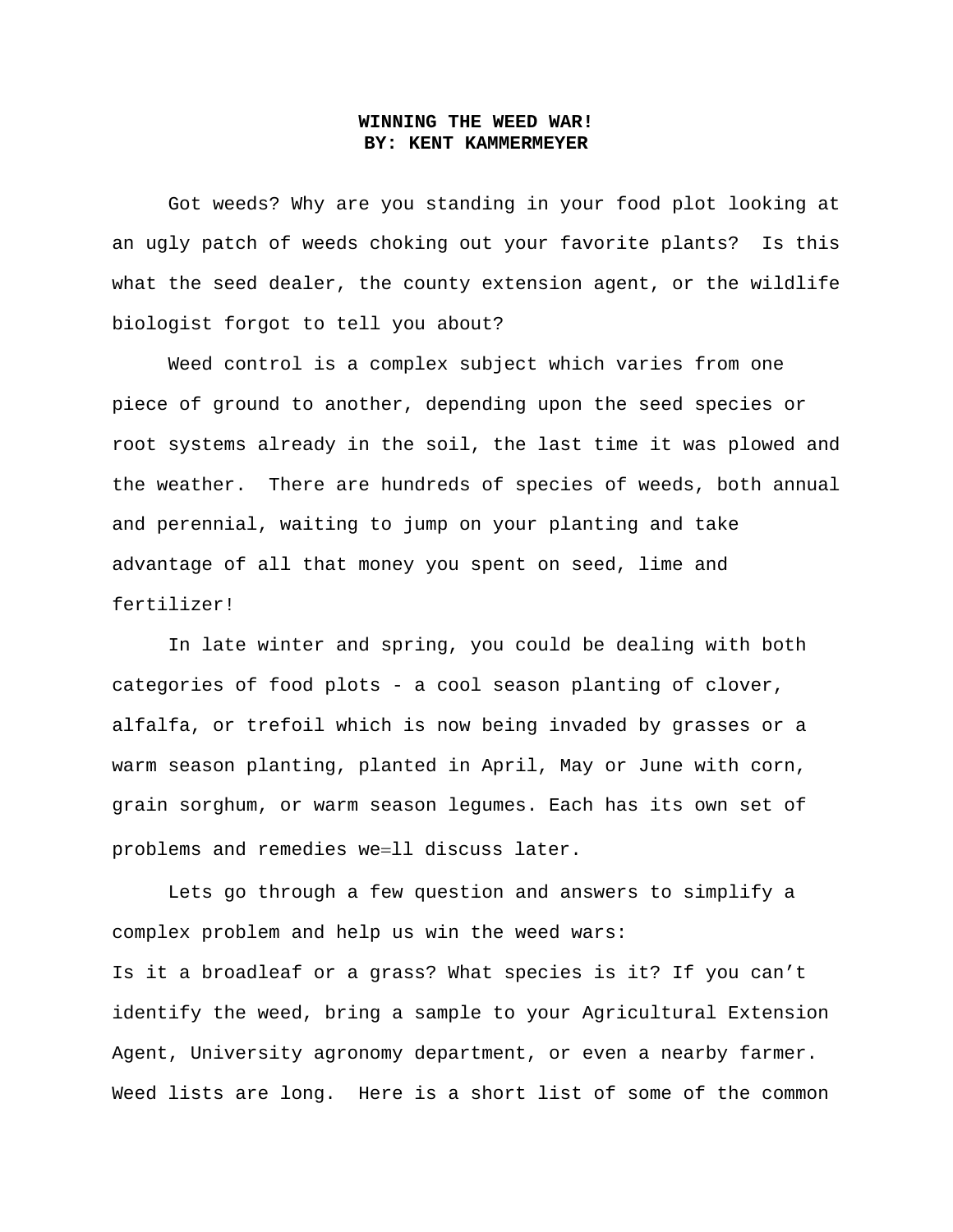**WINNING THE WEED WAR!**
**BY: KENT KAMMERMEYER**

Got weeds? Why are you standing in your food plot looking at an ugly patch of weeds choking out your favorite plants? Is this what the seed dealer, the county extension agent, or the wildlife biologist forgot to tell you about?

Weed control is a complex subject which varies from one piece of ground to another, depending upon the seed species or root systems already in the soil, the last time it was plowed and the weather. There are hundreds of species of weeds, both annual and perennial, waiting to jump on your planting and take advantage of all that money you spent on seed, lime and fertilizer!

In late winter and spring, you could be dealing with both categories of food plots - a cool season planting of clover, alfalfa, or trefoil which is now being invaded by grasses or a warm season planting, planted in April, May or June with corn, grain sorghum, or warm season legumes. Each has its own set of problems and remedies we=ll discuss later.

Lets go through a few question and answers to simplify a complex problem and help us win the weed wars:

Is it a broadleaf or a grass? What species is it? If you can't identify the weed, bring a sample to your Agricultural Extension Agent, University agronomy department, or even a nearby farmer. Weed lists are long. Here is a short list of some of the common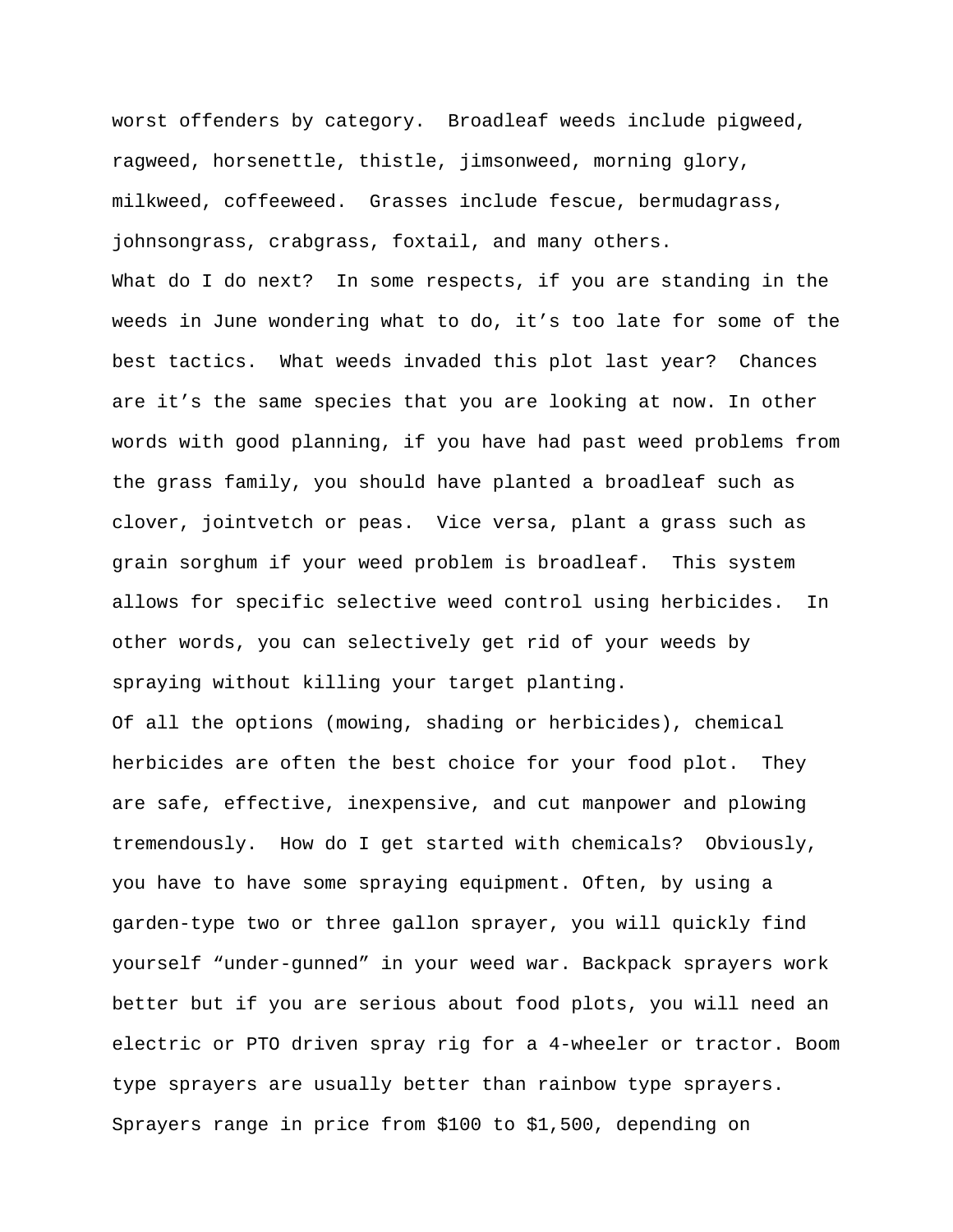worst offenders by category.  Broadleaf weeds include pigweed, ragweed, horsenettle, thistle, jimsonweed, morning glory, milkweed, coffeeweed.  Grasses include fescue, bermudagrass, johnsongrass, crabgrass, foxtail, and many others.

What do I do next?  In some respects, if you are standing in the weeds in June wondering what to do, it's too late for some of the best tactics.  What weeds invaded this plot last year?  Chances are it's the same species that you are looking at now. In other words with good planning, if you have had past weed problems from the grass family, you should have planted a broadleaf such as clover, jointvetch or peas.  Vice versa, plant a grass such as grain sorghum if your weed problem is broadleaf.  This system allows for specific selective weed control using herbicides.  In other words, you can selectively get rid of your weeds by spraying without killing your target planting.

Of all the options (mowing, shading or herbicides), chemical herbicides are often the best choice for your food plot.  They are safe, effective, inexpensive, and cut manpower and plowing tremendously.  How do I get started with chemicals?  Obviously, you have to have some spraying equipment. Often, by using a garden-type two or three gallon sprayer, you will quickly find yourself "under-gunned" in your weed war. Backpack sprayers work better but if you are serious about food plots, you will need an electric or PTO driven spray rig for a 4-wheeler or tractor. Boom type sprayers are usually better than rainbow type sprayers. Sprayers range in price from $100 to $1,500, depending on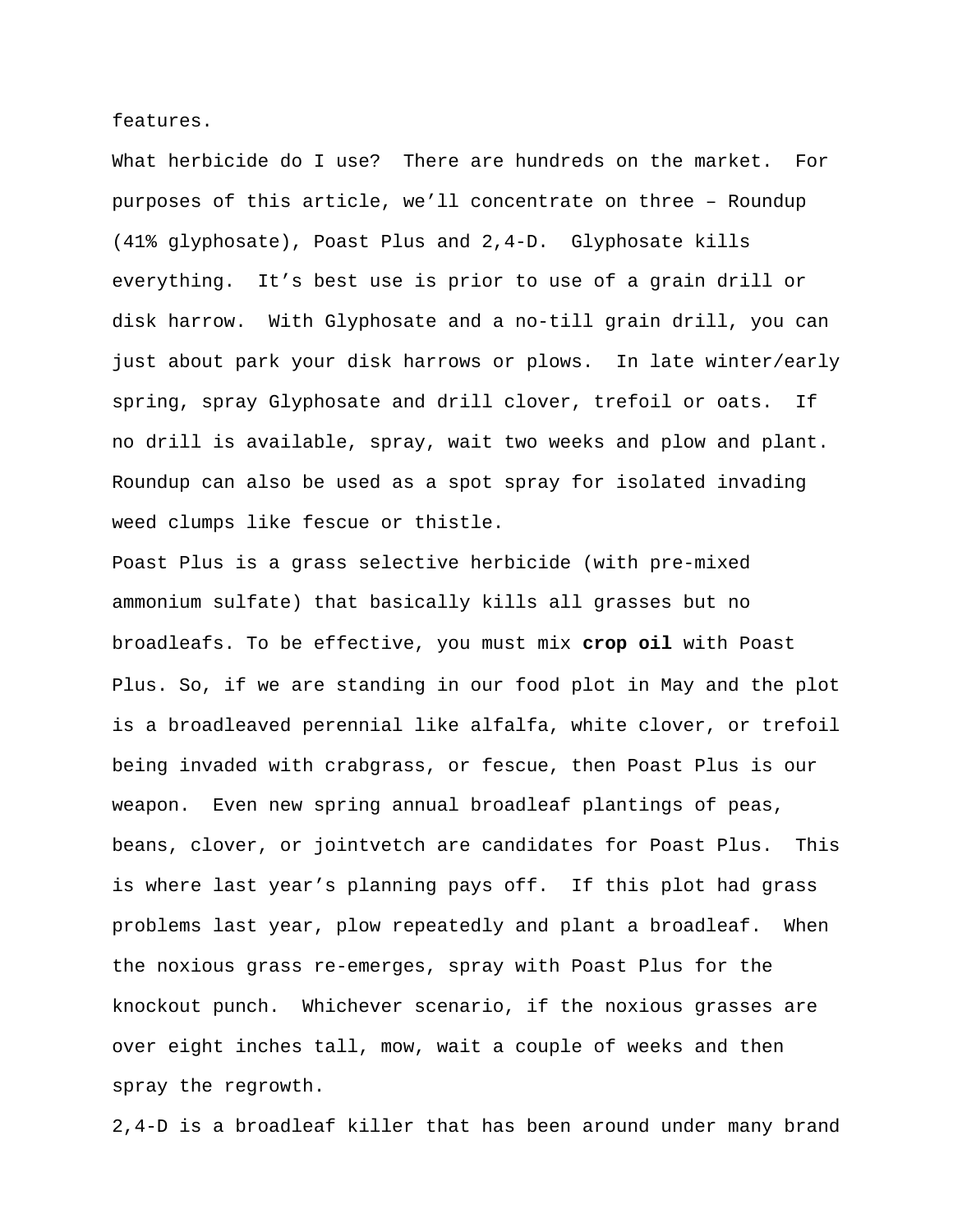features.

What herbicide do I use? There are hundreds on the market. For purposes of this article, we'll concentrate on three – Roundup (41% glyphosate), Poast Plus and 2,4-D. Glyphosate kills everything. It's best use is prior to use of a grain drill or disk harrow. With Glyphosate and a no-till grain drill, you can just about park your disk harrows or plows. In late winter/early spring, spray Glyphosate and drill clover, trefoil or oats. If no drill is available, spray, wait two weeks and plow and plant. Roundup can also be used as a spot spray for isolated invading weed clumps like fescue or thistle.

Poast Plus is a grass selective herbicide (with pre-mixed ammonium sulfate) that basically kills all grasses but no broadleafs. To be effective, you must mix **crop oil** with Poast Plus. So, if we are standing in our food plot in May and the plot is a broadleaved perennial like alfalfa, white clover, or trefoil being invaded with crabgrass, or fescue, then Poast Plus is our weapon. Even new spring annual broadleaf plantings of peas, beans, clover, or jointvetch are candidates for Poast Plus. This is where last year's planning pays off. If this plot had grass problems last year, plow repeatedly and plant a broadleaf. When the noxious grass re-emerges, spray with Poast Plus for the knockout punch. Whichever scenario, if the noxious grasses are over eight inches tall, mow, wait a couple of weeks and then spray the regrowth.

2,4-D is a broadleaf killer that has been around under many brand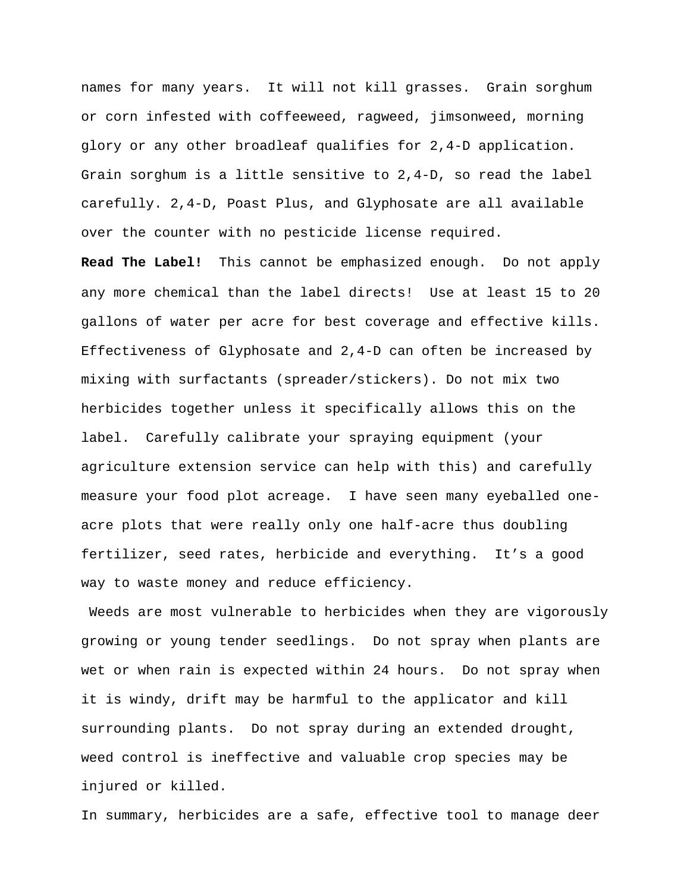names for many years. It will not kill grasses. Grain sorghum or corn infested with coffeeweed, ragweed, jimsonweed, morning glory or any other broadleaf qualifies for 2,4-D application. Grain sorghum is a little sensitive to 2,4-D, so read the label carefully. 2,4-D, Poast Plus, and Glyphosate are all available over the counter with no pesticide license required.

**Read The Label!** This cannot be emphasized enough. Do not apply any more chemical than the label directs! Use at least 15 to 20 gallons of water per acre for best coverage and effective kills. Effectiveness of Glyphosate and 2,4-D can often be increased by mixing with surfactants (spreader/stickers). Do not mix two herbicides together unless it specifically allows this on the label. Carefully calibrate your spraying equipment (your agriculture extension service can help with this) and carefully measure your food plot acreage. I have seen many eyeballed one-acre plots that were really only one half-acre thus doubling fertilizer, seed rates, herbicide and everything. It's a good way to waste money and reduce efficiency.

Weeds are most vulnerable to herbicides when they are vigorously growing or young tender seedlings. Do not spray when plants are wet or when rain is expected within 24 hours. Do not spray when it is windy, drift may be harmful to the applicator and kill surrounding plants. Do not spray during an extended drought, weed control is ineffective and valuable crop species may be injured or killed.

In summary, herbicides are a safe, effective tool to manage deer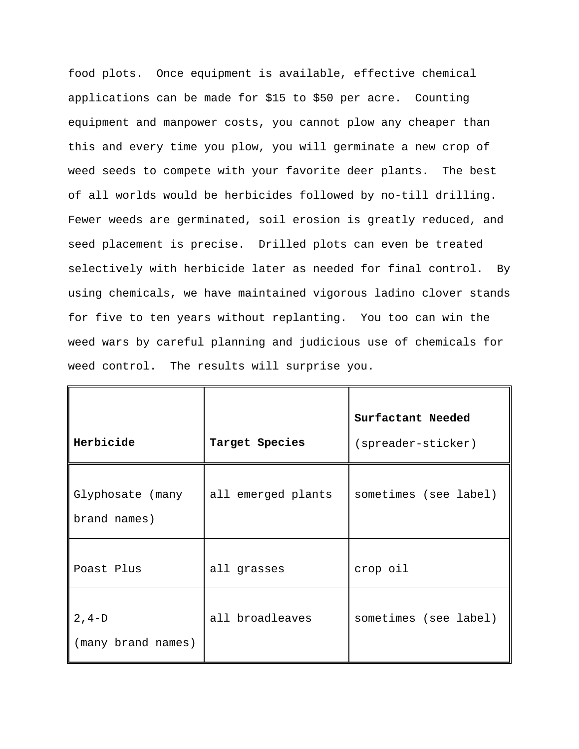food plots. Once equipment is available, effective chemical applications can be made for $15 to $50 per acre. Counting equipment and manpower costs, you cannot plow any cheaper than this and every time you plow, you will germinate a new crop of weed seeds to compete with your favorite deer plants. The best of all worlds would be herbicides followed by no-till drilling. Fewer weeds are germinated, soil erosion is greatly reduced, and seed placement is precise. Drilled plots can even be treated selectively with herbicide later as needed for final control. By using chemicals, we have maintained vigorous ladino clover stands for five to ten years without replanting. You too can win the weed wars by careful planning and judicious use of chemicals for weed control. The results will surprise you.

| **Herbicide** | **Target Species** | **Surfactant Needed** (spreader-sticker) |
|---|---|---|
| Glyphosate (many brand names) | all emerged plants | sometimes (see label) |
| Poast Plus | all grasses | crop oil |
| 2,4-D (many brand names) | all broadleaves | sometimes (see label) |